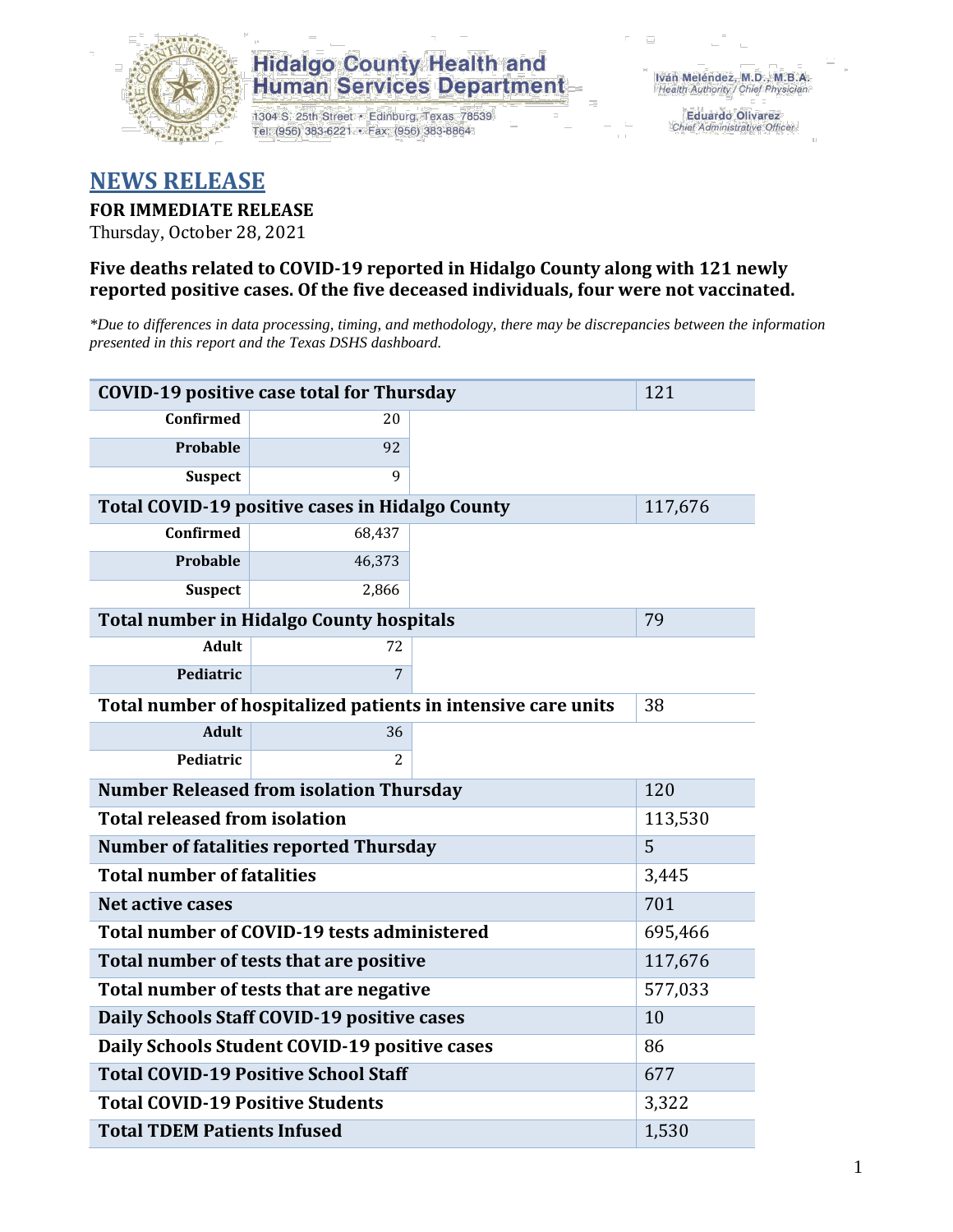# Hidalgo County Health and Human Services Department

1304 S. 25th Street • Edinburg, Texas 78539
Tel: (956) 383-6221 • Fax: (956) 383-8864

Iván Meléndez, M.D., M.B.A.
Health Authority / Chief Physician

Eduardo Olivarez
Chief Administrative Officer

## NEWS RELEASE

**FOR IMMEDIATE RELEASE**
Thursday, October 28, 2021

**Five deaths related to COVID-19 reported in Hidalgo County along with 121 newly reported positive cases. Of the five deceased individuals, four were not vaccinated.**

*\*Due to differences in data processing, timing, and methodology, there may be discrepancies between the information presented in this report and the Texas DSHS dashboard.*

| | | |
|---|---|---|
| **COVID-19 positive case total for Thursday** | | 121 |
| **Confirmed** | 20 | |
| **Probable** | 92 | |
| **Suspect** | 9 | |
| **Total COVID-19 positive cases in Hidalgo County** | | 117,676 |
| **Confirmed** | 68,437 | |
| **Probable** | 46,373 | |
| **Suspect** | 2,866 | |
| **Total number in Hidalgo County hospitals** | | 79 |
| **Adult** | 72 | |
| **Pediatric** | 7 | |
| **Total number of hospitalized patients in intensive care units** | | 38 |
| **Adult** | 36 | |
| **Pediatric** | 2 | |
| **Number Released from isolation Thursday** | | 120 |
| **Total released from isolation** | | 113,530 |
| **Number of fatalities reported Thursday** | | 5 |
| **Total number of fatalities** | | 3,445 |
| **Net active cases** | | 701 |
| **Total number of COVID-19 tests administered** | | 695,466 |
| **Total number of tests that are positive** | | 117,676 |
| **Total number of tests that are negative** | | 577,033 |
| **Daily Schools Staff COVID-19 positive cases** | | 10 |
| **Daily Schools Student COVID-19 positive cases** | | 86 |
| **Total COVID-19 Positive School Staff** | | 677 |
| **Total COVID-19 Positive Students** | | 3,322 |
| **Total TDEM Patients Infused** | | 1,530 |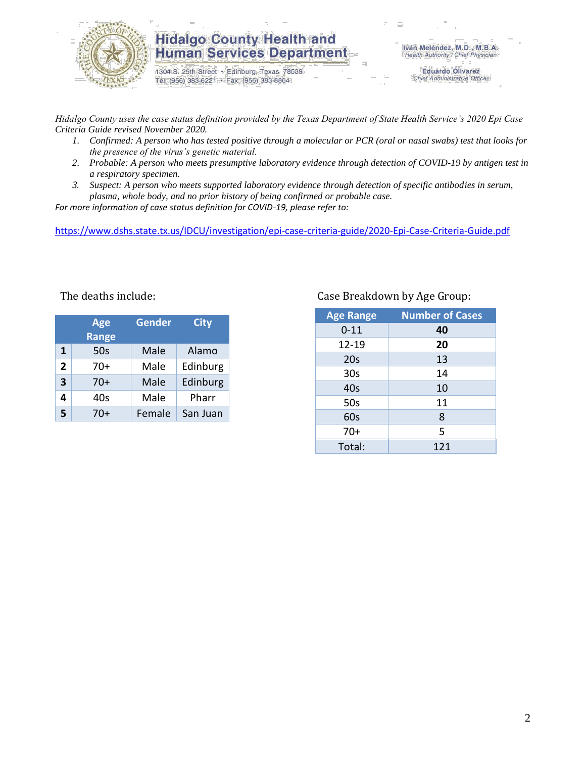Hidalgo County Health and Human Services Department

1304 S. 25th Street • Edinburg, Texas 78539
Tel: (956) 383-6221 • Fax: (956) 383-8864

Iván Meléndez, M.D., M.B.A.
*Health Authority / Chief Physician*

Eduardo Olivarez
*Chief Administrative Officer*

*Hidalgo County uses the case status definition provided by the Texas Department of State Health Service's 2020 Epi Case Criteria Guide revised November 2020.*

1. *Confirmed: A person who has tested positive through a molecular or PCR (oral or nasal swabs) test that looks for the presence of the virus's genetic material.*
2. *Probable: A person who meets presumptive laboratory evidence through detection of COVID-19 by antigen test in a respiratory specimen.*
3. *Suspect: A person who meets supported laboratory evidence through detection of specific antibodies in serum, plasma, whole body, and no prior history of being confirmed or probable case.*

*For more information of case status definition for COVID-19, please refer to:*

https://www.dshs.state.tx.us/IDCU/investigation/epi-case-criteria-guide/2020-Epi-Case-Criteria-Guide.pdf

The deaths include:

| | Age Range | Gender | City |
|---|---|---|---|
| **1** | 50s | Male | Alamo |
| **2** | 70+ | Male | Edinburg |
| **3** | 70+ | Male | Edinburg |
| **4** | 40s | Male | Pharr |
| **5** | 70+ | Female | San Juan |

Case Breakdown by Age Group:

| Age Range | Number of Cases |
|---|---|
| 0-11 | **40** |
| 12-19 | **20** |
| 20s | 13 |
| 30s | 14 |
| 40s | 10 |
| 50s | 11 |
| 60s | 8 |
| 70+ | 5 |
| Total: | 121 |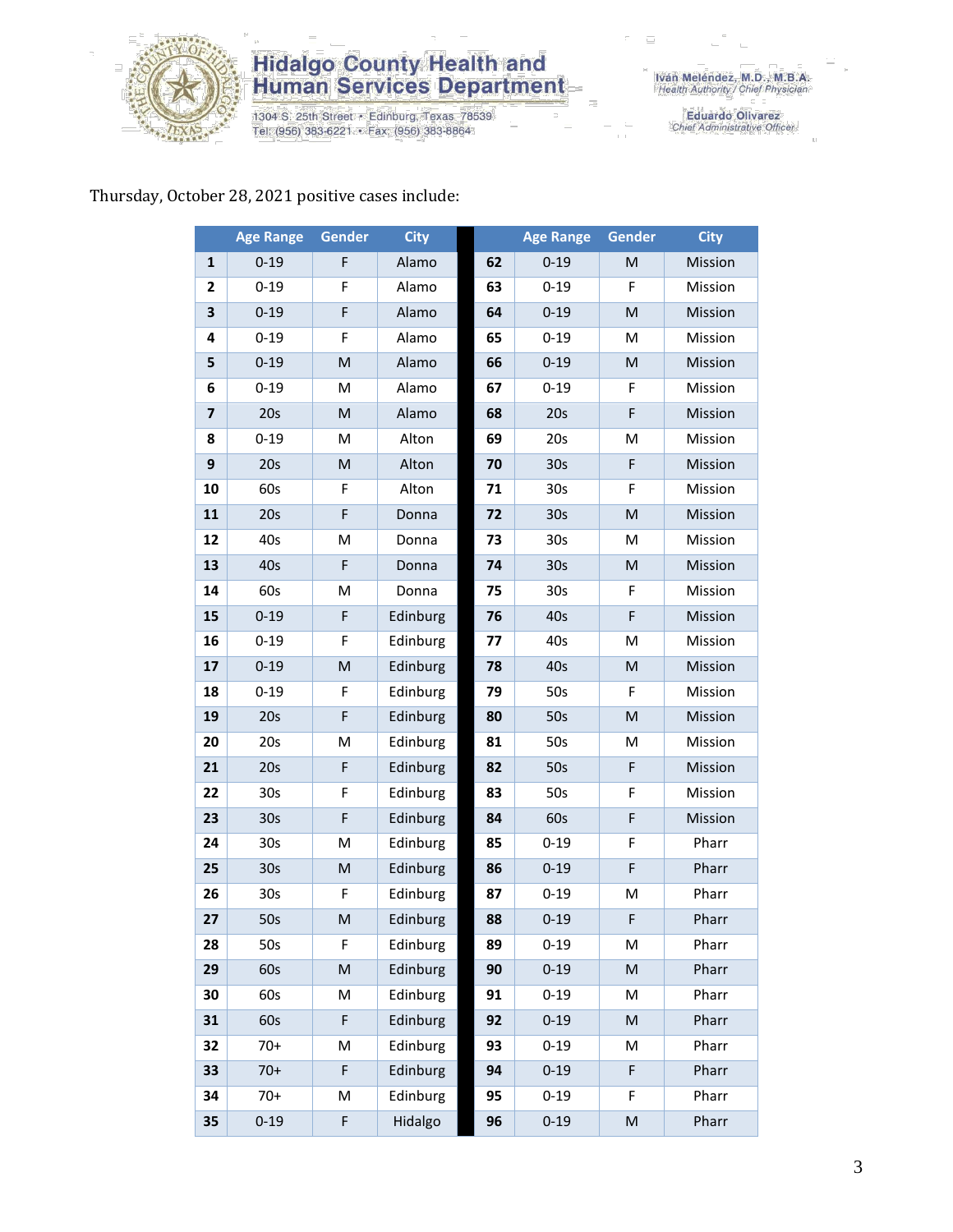Thursday, October 28, 2021 positive cases include:

|  | Age Range | Gender | City |  | Age Range | Gender | City |
|---|---|---|---|---|---|---|---|
| **1** | 0-19 | F | Alamo | **62** | 0-19 | M | Mission |
| **2** | 0-19 | F | Alamo | **63** | 0-19 | F | Mission |
| **3** | 0-19 | F | Alamo | **64** | 0-19 | M | Mission |
| **4** | 0-19 | F | Alamo | **65** | 0-19 | M | Mission |
| **5** | 0-19 | M | Alamo | **66** | 0-19 | M | Mission |
| **6** | 0-19 | M | Alamo | **67** | 0-19 | F | Mission |
| **7** | 20s | M | Alamo | **68** | 20s | F | Mission |
| **8** | 0-19 | M | Alton | **69** | 20s | M | Mission |
| **9** | 20s | M | Alton | **70** | 30s | F | Mission |
| **10** | 60s | F | Alton | **71** | 30s | F | Mission |
| **11** | 20s | F | Donna | **72** | 30s | M | Mission |
| **12** | 40s | M | Donna | **73** | 30s | M | Mission |
| **13** | 40s | F | Donna | **74** | 30s | M | Mission |
| **14** | 60s | M | Donna | **75** | 30s | F | Mission |
| **15** | 0-19 | F | Edinburg | **76** | 40s | F | Mission |
| **16** | 0-19 | F | Edinburg | **77** | 40s | M | Mission |
| **17** | 0-19 | M | Edinburg | **78** | 40s | M | Mission |
| **18** | 0-19 | F | Edinburg | **79** | 50s | F | Mission |
| **19** | 20s | F | Edinburg | **80** | 50s | M | Mission |
| **20** | 20s | M | Edinburg | **81** | 50s | M | Mission |
| **21** | 20s | F | Edinburg | **82** | 50s | F | Mission |
| **22** | 30s | F | Edinburg | **83** | 50s | F | Mission |
| **23** | 30s | F | Edinburg | **84** | 60s | F | Mission |
| **24** | 30s | M | Edinburg | **85** | 0-19 | F | Pharr |
| **25** | 30s | M | Edinburg | **86** | 0-19 | F | Pharr |
| **26** | 30s | F | Edinburg | **87** | 0-19 | M | Pharr |
| **27** | 50s | M | Edinburg | **88** | 0-19 | F | Pharr |
| **28** | 50s | F | Edinburg | **89** | 0-19 | M | Pharr |
| **29** | 60s | M | Edinburg | **90** | 0-19 | M | Pharr |
| **30** | 60s | M | Edinburg | **91** | 0-19 | M | Pharr |
| **31** | 60s | F | Edinburg | **92** | 0-19 | M | Pharr |
| **32** | 70+ | M | Edinburg | **93** | 0-19 | M | Pharr |
| **33** | 70+ | F | Edinburg | **94** | 0-19 | F | Pharr |
| **34** | 70+ | M | Edinburg | **95** | 0-19 | F | Pharr |
| **35** | 0-19 | F | Hidalgo | **96** | 0-19 | M | Pharr |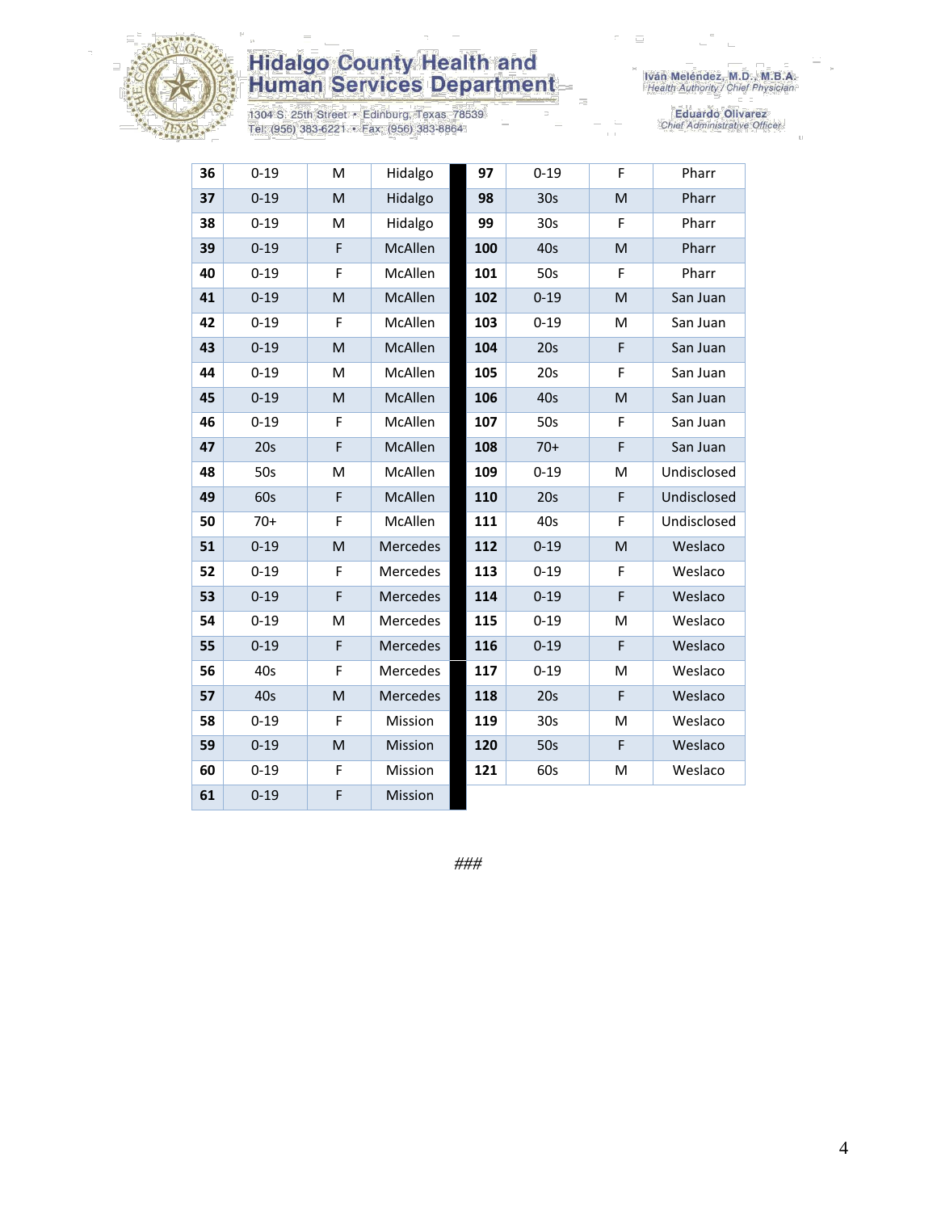# Hidalgo County Health and Human Services Department

1304 S. 25th Street • Edinburg, Texas 78539
Tel: (956) 383-6221 • Fax: (956) 383-8864

Iván Meléndez, M.D., M.B.A.
*Health Authority / Chief Physician*

Eduardo Olivarez
*Chief Administrative Officer*

| | | | | | | | |
|---|---|---|---|---|---|---|---|
| **36** | 0-19 | M | Hidalgo | **97** | 0-19 | F | Pharr |
| **37** | 0-19 | M | Hidalgo | **98** | 30s | M | Pharr |
| **38** | 0-19 | M | Hidalgo | **99** | 30s | F | Pharr |
| **39** | 0-19 | F | McAllen | **100** | 40s | M | Pharr |
| **40** | 0-19 | F | McAllen | **101** | 50s | F | Pharr |
| **41** | 0-19 | M | McAllen | **102** | 0-19 | M | San Juan |
| **42** | 0-19 | F | McAllen | **103** | 0-19 | M | San Juan |
| **43** | 0-19 | M | McAllen | **104** | 20s | F | San Juan |
| **44** | 0-19 | M | McAllen | **105** | 20s | F | San Juan |
| **45** | 0-19 | M | McAllen | **106** | 40s | M | San Juan |
| **46** | 0-19 | F | McAllen | **107** | 50s | F | San Juan |
| **47** | 20s | F | McAllen | **108** | 70+ | F | San Juan |
| **48** | 50s | M | McAllen | **109** | 0-19 | M | Undisclosed |
| **49** | 60s | F | McAllen | **110** | 20s | F | Undisclosed |
| **50** | 70+ | F | McAllen | **111** | 40s | F | Undisclosed |
| **51** | 0-19 | M | Mercedes | **112** | 0-19 | M | Weslaco |
| **52** | 0-19 | F | Mercedes | **113** | 0-19 | F | Weslaco |
| **53** | 0-19 | F | Mercedes | **114** | 0-19 | F | Weslaco |
| **54** | 0-19 | M | Mercedes | **115** | 0-19 | M | Weslaco |
| **55** | 0-19 | F | Mercedes | **116** | 0-19 | F | Weslaco |
| **56** | 40s | F | Mercedes | **117** | 0-19 | M | Weslaco |
| **57** | 40s | M | Mercedes | **118** | 20s | F | Weslaco |
| **58** | 0-19 | F | Mission | **119** | 30s | M | Weslaco |
| **59** | 0-19 | M | Mission | **120** | 50s | F | Weslaco |
| **60** | 0-19 | F | Mission | **121** | 60s | M | Weslaco |
| **61** | 0-19 | F | Mission | | | | |

###